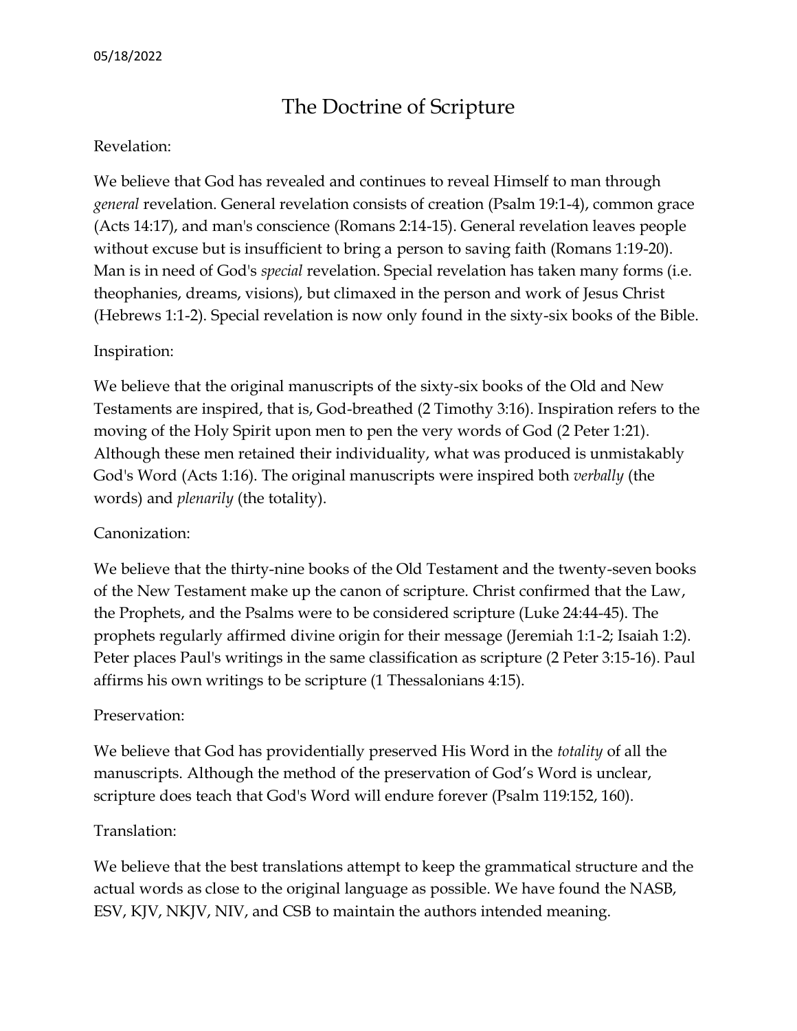05/18/2022

# The Doctrine of Scripture

Revelation:

We believe that God has revealed and continues to reveal Himself to man through *general* revelation. General revelation consists of creation (Psalm 19:1-4), common grace (Acts 14:17), and man's conscience (Romans 2:14-15). General revelation leaves people without excuse but is insufficient to bring a person to saving faith (Romans 1:19-20). Man is in need of God's *special* revelation. Special revelation has taken many forms (i.e. theophanies, dreams, visions), but climaxed in the person and work of Jesus Christ (Hebrews 1:1-2). Special revelation is now only found in the sixty-six books of the Bible.

Inspiration:

We believe that the original manuscripts of the sixty-six books of the Old and New Testaments are inspired, that is, God-breathed (2 Timothy 3:16). Inspiration refers to the moving of the Holy Spirit upon men to pen the very words of God (2 Peter 1:21). Although these men retained their individuality, what was produced is unmistakably God's Word (Acts 1:16). The original manuscripts were inspired both *verbally* (the words) and *plenarily* (the totality).

Canonization:

We believe that the thirty-nine books of the Old Testament and the twenty-seven books of the New Testament make up the canon of scripture. Christ confirmed that the Law, the Prophets, and the Psalms were to be considered scripture (Luke 24:44-45). The prophets regularly affirmed divine origin for their message (Jeremiah 1:1-2; Isaiah 1:2). Peter places Paul's writings in the same classification as scripture (2 Peter 3:15-16). Paul affirms his own writings to be scripture (1 Thessalonians 4:15).

Preservation:

We believe that God has providentially preserved His Word in the *totality* of all the manuscripts. Although the method of the preservation of God's Word is unclear, scripture does teach that God's Word will endure forever (Psalm 119:152, 160).

Translation:

We believe that the best translations attempt to keep the grammatical structure and the actual words as close to the original language as possible. We have found the NASB, ESV, KJV, NKJV, NIV, and CSB to maintain the authors intended meaning.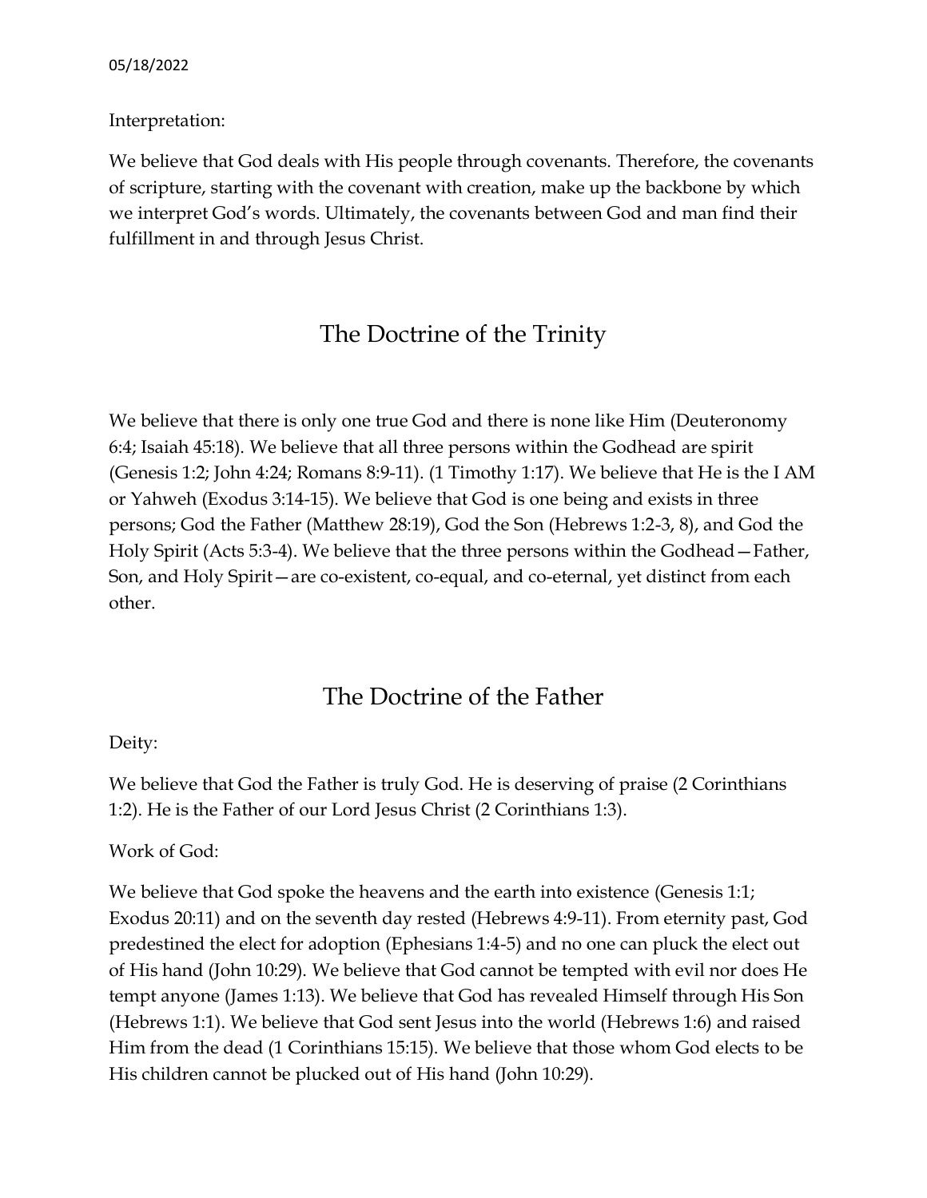Interpretation:

We believe that God deals with His people through covenants. Therefore, the covenants of scripture, starting with the covenant with creation, make up the backbone by which we interpret God's words. Ultimately, the covenants between God and man find their fulfillment in and through Jesus Christ.

## The Doctrine of the Trinity

We believe that there is only one true God and there is none like Him (Deuteronomy 6:4; Isaiah 45:18). We believe that all three persons within the Godhead are spirit (Genesis 1:2; John 4:24; Romans 8:9-11). (1 Timothy 1:17). We believe that He is the I AM or Yahweh (Exodus 3:14-15). We believe that God is one being and exists in three persons; God the Father (Matthew 28:19), God the Son (Hebrews 1:2-3, 8), and God the Holy Spirit (Acts 5:3-4). We believe that the three persons within the Godhead—Father, Son, and Holy Spirit—are co-existent, co-equal, and co-eternal, yet distinct from each other.

## The Doctrine of the Father

Deity:

We believe that God the Father is truly God. He is deserving of praise (2 Corinthians 1:2). He is the Father of our Lord Jesus Christ (2 Corinthians 1:3).

Work of God:

We believe that God spoke the heavens and the earth into existence (Genesis 1:1; Exodus 20:11) and on the seventh day rested (Hebrews 4:9-11). From eternity past, God predestined the elect for adoption (Ephesians 1:4-5) and no one can pluck the elect out of His hand (John 10:29). We believe that God cannot be tempted with evil nor does He tempt anyone (James 1:13). We believe that God has revealed Himself through His Son (Hebrews 1:1). We believe that God sent Jesus into the world (Hebrews 1:6) and raised Him from the dead (1 Corinthians 15:15). We believe that those whom God elects to be His children cannot be plucked out of His hand (John 10:29).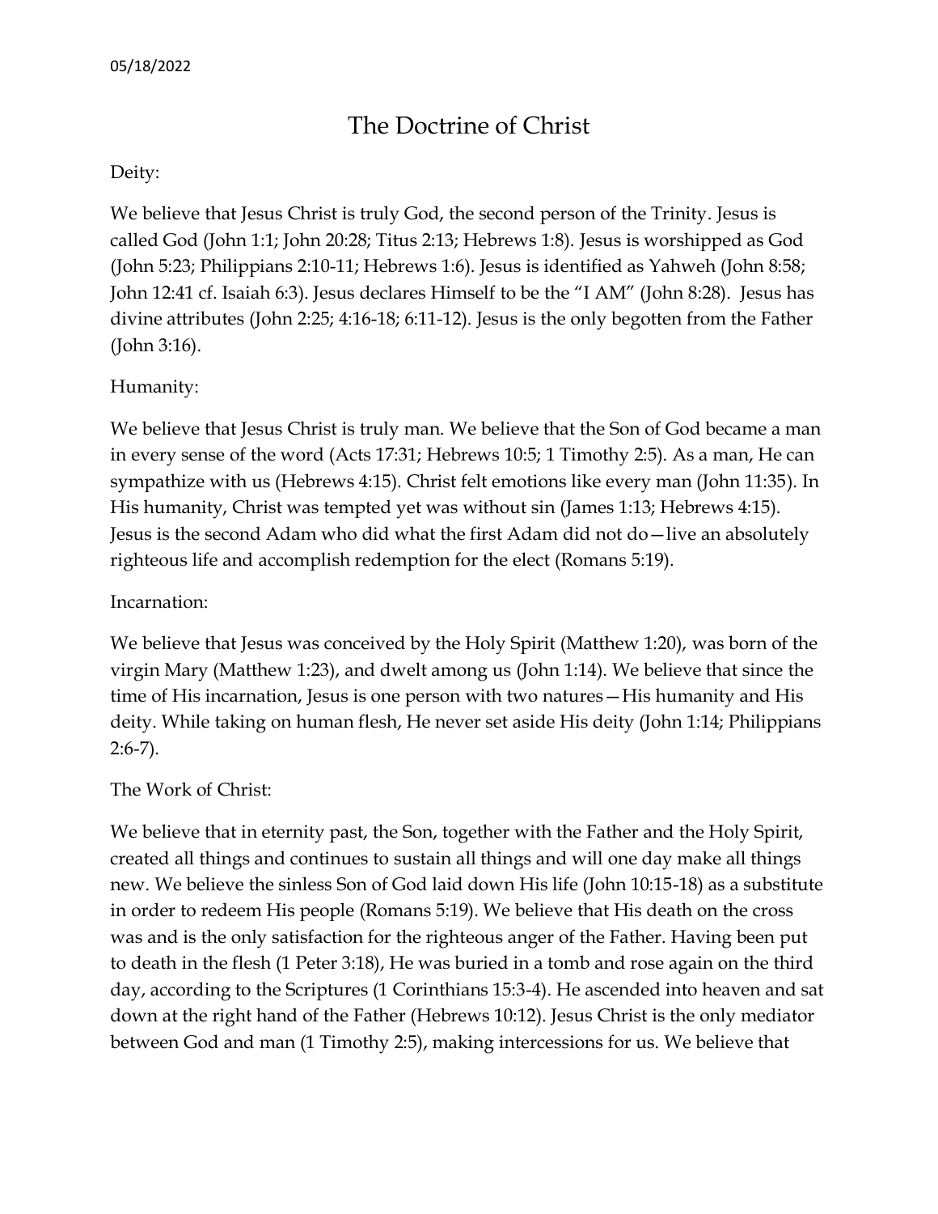05/18/2022

# The Doctrine of Christ

Deity:

We believe that Jesus Christ is truly God, the second person of the Trinity. Jesus is called God (John 1:1; John 20:28; Titus 2:13; Hebrews 1:8). Jesus is worshipped as God (John 5:23; Philippians 2:10-11; Hebrews 1:6). Jesus is identified as Yahweh (John 8:58; John 12:41 cf. Isaiah 6:3). Jesus declares Himself to be the "I AM" (John 8:28). Jesus has divine attributes (John 2:25; 4:16-18; 6:11-12). Jesus is the only begotten from the Father (John 3:16).

Humanity:

We believe that Jesus Christ is truly man. We believe that the Son of God became a man in every sense of the word (Acts 17:31; Hebrews 10:5; 1 Timothy 2:5). As a man, He can sympathize with us (Hebrews 4:15). Christ felt emotions like every man (John 11:35). In His humanity, Christ was tempted yet was without sin (James 1:13; Hebrews 4:15). Jesus is the second Adam who did what the first Adam did not do—live an absolutely righteous life and accomplish redemption for the elect (Romans 5:19).

Incarnation:

We believe that Jesus was conceived by the Holy Spirit (Matthew 1:20), was born of the virgin Mary (Matthew 1:23), and dwelt among us (John 1:14). We believe that since the time of His incarnation, Jesus is one person with two natures—His humanity and His deity. While taking on human flesh, He never set aside His deity (John 1:14; Philippians 2:6-7).

The Work of Christ:

We believe that in eternity past, the Son, together with the Father and the Holy Spirit, created all things and continues to sustain all things and will one day make all things new. We believe the sinless Son of God laid down His life (John 10:15-18) as a substitute in order to redeem His people (Romans 5:19). We believe that His death on the cross was and is the only satisfaction for the righteous anger of the Father. Having been put to death in the flesh (1 Peter 3:18), He was buried in a tomb and rose again on the third day, according to the Scriptures (1 Corinthians 15:3-4). He ascended into heaven and sat down at the right hand of the Father (Hebrews 10:12). Jesus Christ is the only mediator between God and man (1 Timothy 2:5), making intercessions for us. We believe that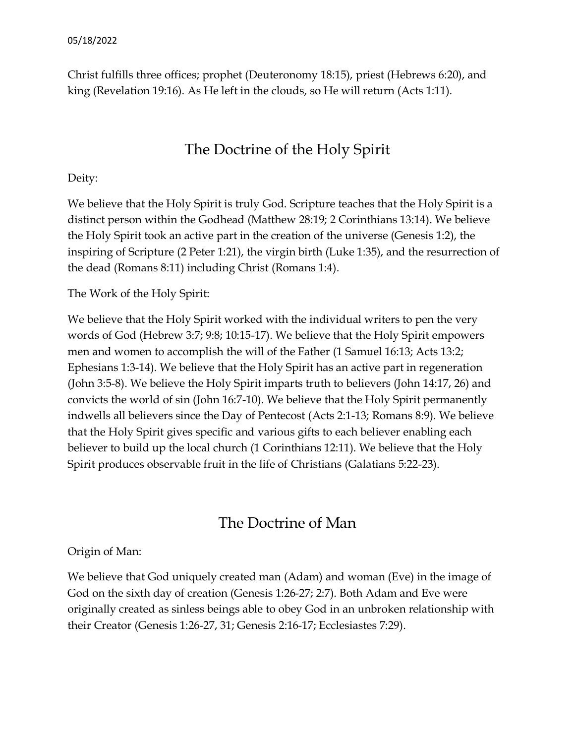Christ fulfills three offices; prophet (Deuteronomy 18:15), priest (Hebrews 6:20), and king (Revelation 19:16). As He left in the clouds, so He will return (Acts 1:11).

## The Doctrine of the Holy Spirit

Deity:

We believe that the Holy Spirit is truly God. Scripture teaches that the Holy Spirit is a distinct person within the Godhead (Matthew 28:19; 2 Corinthians 13:14). We believe the Holy Spirit took an active part in the creation of the universe (Genesis 1:2), the inspiring of Scripture (2 Peter 1:21), the virgin birth (Luke 1:35), and the resurrection of the dead (Romans 8:11) including Christ (Romans 1:4).

The Work of the Holy Spirit:

We believe that the Holy Spirit worked with the individual writers to pen the very words of God (Hebrew 3:7; 9:8; 10:15-17). We believe that the Holy Spirit empowers men and women to accomplish the will of the Father (1 Samuel 16:13; Acts 13:2; Ephesians 1:3-14). We believe that the Holy Spirit has an active part in regeneration (John 3:5-8). We believe the Holy Spirit imparts truth to believers (John 14:17, 26) and convicts the world of sin (John 16:7-10). We believe that the Holy Spirit permanently indwells all believers since the Day of Pentecost (Acts 2:1-13; Romans 8:9). We believe that the Holy Spirit gives specific and various gifts to each believer enabling each believer to build up the local church (1 Corinthians 12:11). We believe that the Holy Spirit produces observable fruit in the life of Christians (Galatians 5:22-23).

## The Doctrine of Man

Origin of Man:

We believe that God uniquely created man (Adam) and woman (Eve) in the image of God on the sixth day of creation (Genesis 1:26-27; 2:7). Both Adam and Eve were originally created as sinless beings able to obey God in an unbroken relationship with their Creator (Genesis 1:26-27, 31; Genesis 2:16-17; Ecclesiastes 7:29).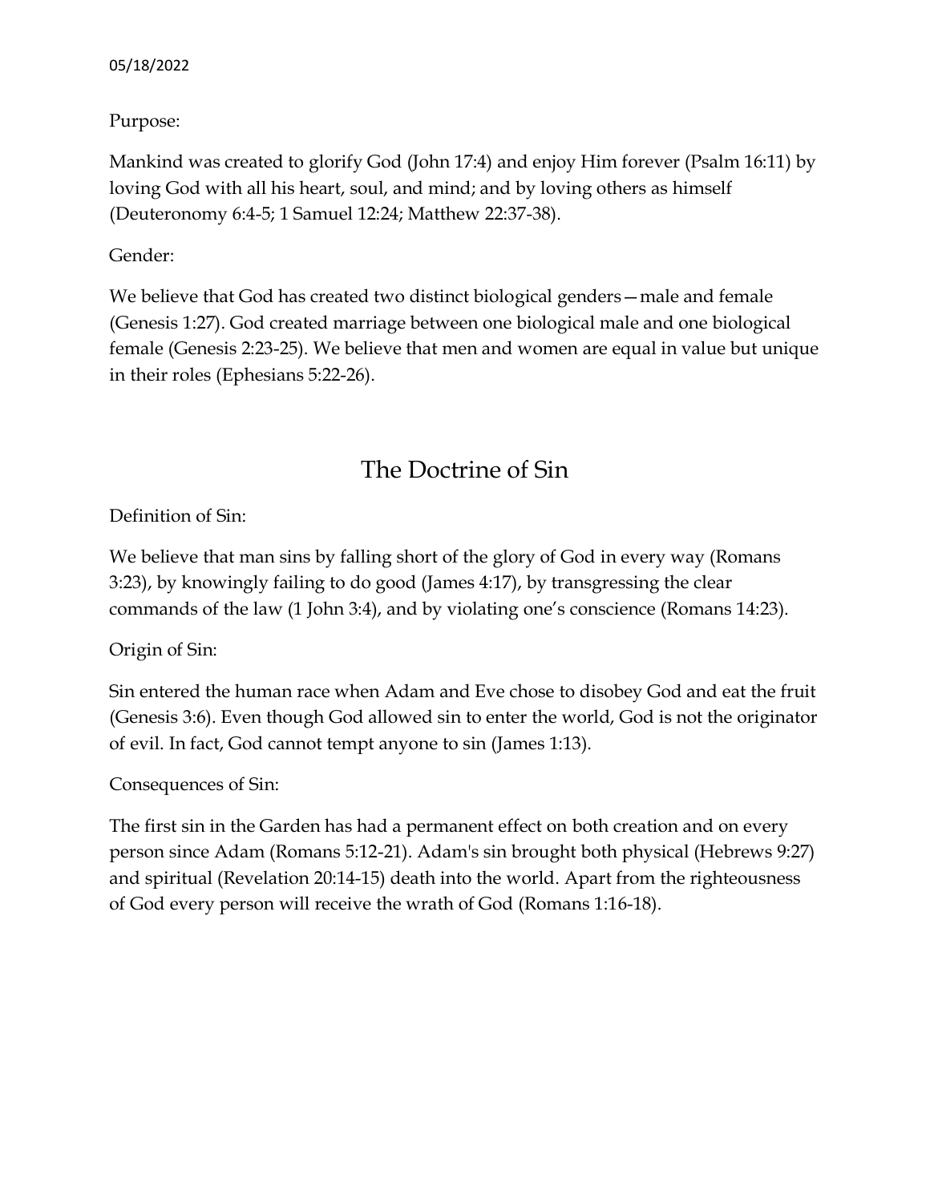Purpose:

Mankind was created to glorify God (John 17:4) and enjoy Him forever (Psalm 16:11) by loving God with all his heart, soul, and mind; and by loving others as himself (Deuteronomy 6:4-5; 1 Samuel 12:24; Matthew 22:37-38).

Gender:

We believe that God has created two distinct biological genders—male and female (Genesis 1:27). God created marriage between one biological male and one biological female (Genesis 2:23-25). We believe that men and women are equal in value but unique in their roles (Ephesians 5:22-26).

# The Doctrine of Sin

Definition of Sin:

We believe that man sins by falling short of the glory of God in every way (Romans 3:23), by knowingly failing to do good (James 4:17), by transgressing the clear commands of the law (1 John 3:4), and by violating one's conscience (Romans 14:23).

Origin of Sin:

Sin entered the human race when Adam and Eve chose to disobey God and eat the fruit (Genesis 3:6). Even though God allowed sin to enter the world, God is not the originator of evil. In fact, God cannot tempt anyone to sin (James 1:13).

Consequences of Sin:

The first sin in the Garden has had a permanent effect on both creation and on every person since Adam (Romans 5:12-21). Adam's sin brought both physical (Hebrews 9:27) and spiritual (Revelation 20:14-15) death into the world. Apart from the righteousness of God every person will receive the wrath of God (Romans 1:16-18).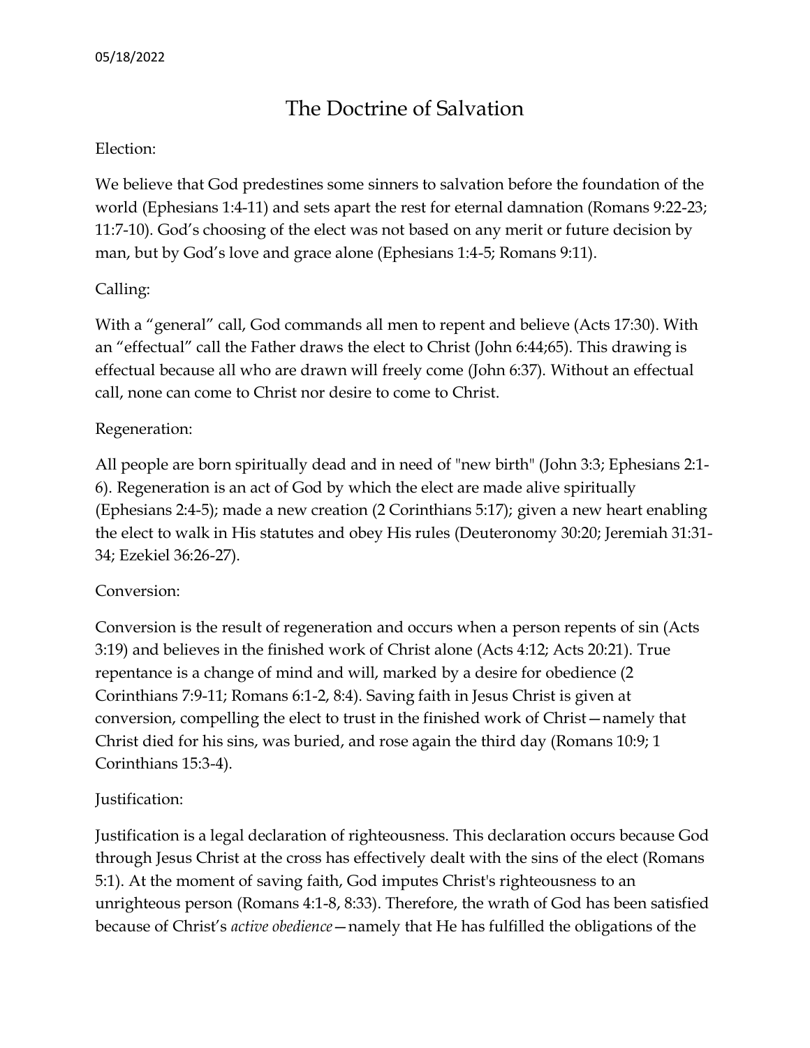05/18/2022

# The Doctrine of Salvation

Election:

We believe that God predestines some sinners to salvation before the foundation of the world (Ephesians 1:4-11) and sets apart the rest for eternal damnation (Romans 9:22-23; 11:7-10). God's choosing of the elect was not based on any merit or future decision by man, but by God's love and grace alone (Ephesians 1:4-5; Romans 9:11).

Calling:

With a "general" call, God commands all men to repent and believe (Acts 17:30). With an "effectual" call the Father draws the elect to Christ (John 6:44;65). This drawing is effectual because all who are drawn will freely come (John 6:37). Without an effectual call, none can come to Christ nor desire to come to Christ.

Regeneration:

All people are born spiritually dead and in need of "new birth" (John 3:3; Ephesians 2:1-6). Regeneration is an act of God by which the elect are made alive spiritually (Ephesians 2:4-5); made a new creation (2 Corinthians 5:17); given a new heart enabling the elect to walk in His statutes and obey His rules (Deuteronomy 30:20; Jeremiah 31:31-34; Ezekiel 36:26-27).

Conversion:

Conversion is the result of regeneration and occurs when a person repents of sin (Acts 3:19) and believes in the finished work of Christ alone (Acts 4:12; Acts 20:21). True repentance is a change of mind and will, marked by a desire for obedience (2 Corinthians 7:9-11; Romans 6:1-2, 8:4). Saving faith in Jesus Christ is given at conversion, compelling the elect to trust in the finished work of Christ—namely that Christ died for his sins, was buried, and rose again the third day (Romans 10:9; 1 Corinthians 15:3-4).

Justification:

Justification is a legal declaration of righteousness. This declaration occurs because God through Jesus Christ at the cross has effectively dealt with the sins of the elect (Romans 5:1). At the moment of saving faith, God imputes Christ's righteousness to an unrighteous person (Romans 4:1-8, 8:33). Therefore, the wrath of God has been satisfied because of Christ's *active obedience*—namely that He has fulfilled the obligations of the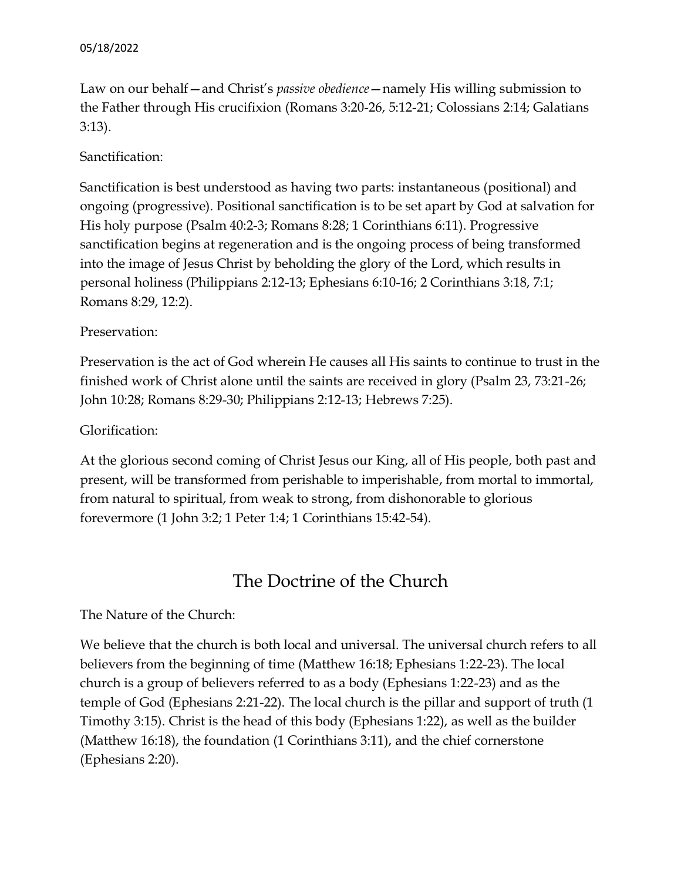Law on our behalf—and Christ's *passive obedience*—namely His willing submission to the Father through His crucifixion (Romans 3:20-26, 5:12-21; Colossians 2:14; Galatians 3:13).

Sanctification:

Sanctification is best understood as having two parts: instantaneous (positional) and ongoing (progressive). Positional sanctification is to be set apart by God at salvation for His holy purpose (Psalm 40:2-3; Romans 8:28; 1 Corinthians 6:11). Progressive sanctification begins at regeneration and is the ongoing process of being transformed into the image of Jesus Christ by beholding the glory of the Lord, which results in personal holiness (Philippians 2:12-13; Ephesians 6:10-16; 2 Corinthians 3:18, 7:1; Romans 8:29, 12:2).

Preservation:

Preservation is the act of God wherein He causes all His saints to continue to trust in the finished work of Christ alone until the saints are received in glory (Psalm 23, 73:21-26; John 10:28; Romans 8:29-30; Philippians 2:12-13; Hebrews 7:25).

Glorification:

At the glorious second coming of Christ Jesus our King, all of His people, both past and present, will be transformed from perishable to imperishable, from mortal to immortal, from natural to spiritual, from weak to strong, from dishonorable to glorious forevermore (1 John 3:2; 1 Peter 1:4; 1 Corinthians 15:42-54).

# The Doctrine of the Church

The Nature of the Church:

We believe that the church is both local and universal. The universal church refers to all believers from the beginning of time (Matthew 16:18; Ephesians 1:22-23). The local church is a group of believers referred to as a body (Ephesians 1:22-23) and as the temple of God (Ephesians 2:21-22). The local church is the pillar and support of truth (1 Timothy 3:15). Christ is the head of this body (Ephesians 1:22), as well as the builder (Matthew 16:18), the foundation (1 Corinthians 3:11), and the chief cornerstone (Ephesians 2:20).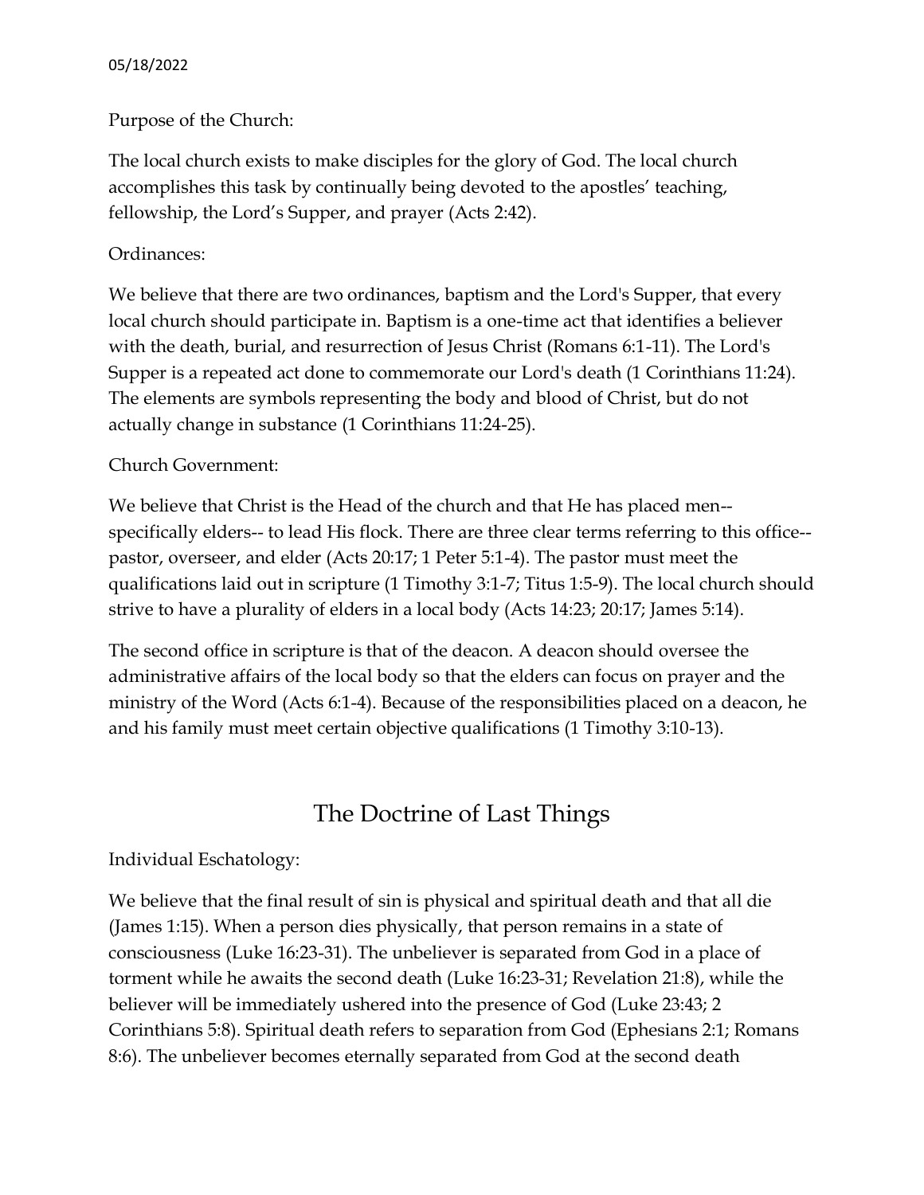05/18/2022

Purpose of the Church:

The local church exists to make disciples for the glory of God. The local church accomplishes this task by continually being devoted to the apostles' teaching, fellowship, the Lord's Supper, and prayer (Acts 2:42).

Ordinances:

We believe that there are two ordinances, baptism and the Lord's Supper, that every local church should participate in. Baptism is a one-time act that identifies a believer with the death, burial, and resurrection of Jesus Christ (Romans 6:1-11). The Lord's Supper is a repeated act done to commemorate our Lord's death (1 Corinthians 11:24). The elements are symbols representing the body and blood of Christ, but do not actually change in substance (1 Corinthians 11:24-25).

Church Government:

We believe that Christ is the Head of the church and that He has placed men-- specifically elders-- to lead His flock. There are three clear terms referring to this office-- pastor, overseer, and elder (Acts 20:17; 1 Peter 5:1-4). The pastor must meet the qualifications laid out in scripture (1 Timothy 3:1-7; Titus 1:5-9). The local church should strive to have a plurality of elders in a local body (Acts 14:23; 20:17; James 5:14).

The second office in scripture is that of the deacon. A deacon should oversee the administrative affairs of the local body so that the elders can focus on prayer and the ministry of the Word (Acts 6:1-4). Because of the responsibilities placed on a deacon, he and his family must meet certain objective qualifications (1 Timothy 3:10-13).

# The Doctrine of Last Things

Individual Eschatology:

We believe that the final result of sin is physical and spiritual death and that all die (James 1:15). When a person dies physically, that person remains in a state of consciousness (Luke 16:23-31). The unbeliever is separated from God in a place of torment while he awaits the second death (Luke 16:23-31; Revelation 21:8), while the believer will be immediately ushered into the presence of God (Luke 23:43; 2 Corinthians 5:8). Spiritual death refers to separation from God (Ephesians 2:1; Romans 8:6). The unbeliever becomes eternally separated from God at the second death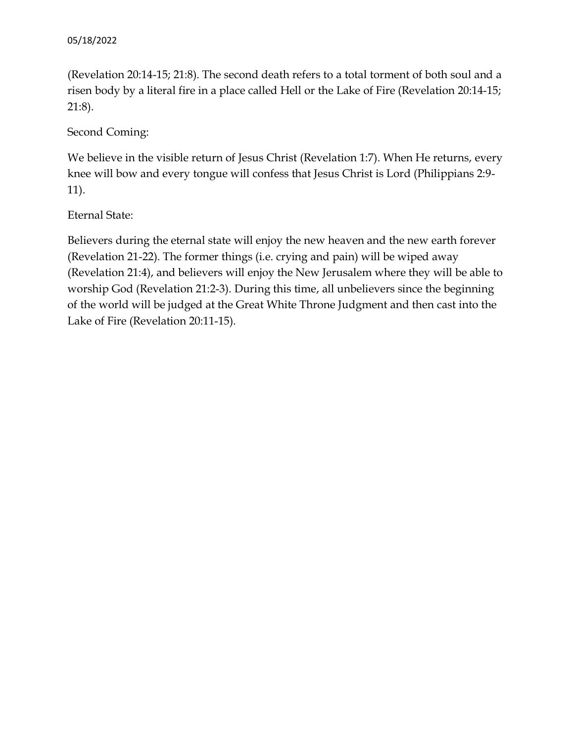(Revelation 20:14-15; 21:8). The second death refers to a total torment of both soul and a risen body by a literal fire in a place called Hell or the Lake of Fire (Revelation 20:14-15; 21:8).

Second Coming:

We believe in the visible return of Jesus Christ (Revelation 1:7). When He returns, every knee will bow and every tongue will confess that Jesus Christ is Lord (Philippians 2:9-11).

Eternal State:

Believers during the eternal state will enjoy the new heaven and the new earth forever (Revelation 21-22). The former things (i.e. crying and pain) will be wiped away (Revelation 21:4), and believers will enjoy the New Jerusalem where they will be able to worship God (Revelation 21:2-3). During this time, all unbelievers since the beginning of the world will be judged at the Great White Throne Judgment and then cast into the Lake of Fire (Revelation 20:11-15).